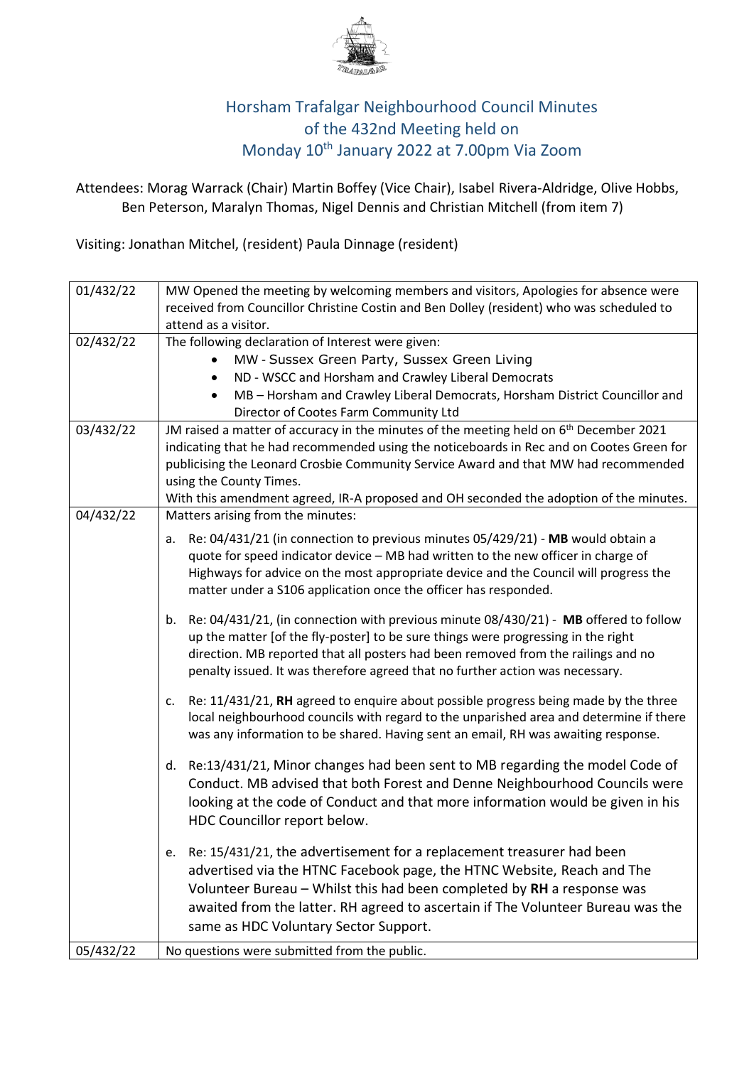# Horsham Trafalgar Neighbourhood Council Minutes of the 432nd Meeting held on Monday 10th January 2022 at 7.00pm Via Zoom

Attendees: Morag Warrack (Chair) Martin Boffey (Vice Chair), Isabel Rivera-Aldridge, Olive Hobbs, Ben Peterson, Maralyn Thomas, Nigel Dennis and Christian Mitchell (from item 7)

Visiting: Jonathan Mitchel, (resident) Paula Dinnage (resident)

| | |
|---|---|
| 01/432/22 | MW Opened the meeting by welcoming members and visitors, Apologies for absence were received from Councillor Christine Costin and Ben Dolley (resident) who was scheduled to attend as a visitor. |
| 02/432/22 | The following declaration of Interest were given:<br>• MW - Sussex Green Party, Sussex Green Living<br>• ND - WSCC and Horsham and Crawley Liberal Democrats<br>• MB – Horsham and Crawley Liberal Democrats, Horsham District Councillor and Director of Cootes Farm Community Ltd |
| 03/432/22 | JM raised a matter of accuracy in the minutes of the meeting held on 6th December 2021 indicating that he had recommended using the noticeboards in Rec and on Cootes Green for publicising the Leonard Crosbie Community Service Award and that MW had recommended using the County Times.<br>With this amendment agreed, IR-A proposed and OH seconded the adoption of the minutes. |
| 04/432/22 | Matters arising from the minutes:<br>a. Re: 04/431/21 (in connection to previous minutes 05/429/21) - **MB** would obtain a quote for speed indicator device – MB had written to the new officer in charge of Highways for advice on the most appropriate device and the Council will progress the matter under a S106 application once the officer has responded.<br>b. Re: 04/431/21, (in connection with previous minute 08/430/21) - **MB** offered to follow up the matter [of the fly-poster] to be sure things were progressing in the right direction. MB reported that all posters had been removed from the railings and no penalty issued. It was therefore agreed that no further action was necessary.<br>c. Re: 11/431/21, **RH** agreed to enquire about possible progress being made by the three local neighbourhood councils with regard to the unparished area and determine if there was any information to be shared. Having sent an email, RH was awaiting response.<br>d. Re:13/431/21, Minor changes had been sent to MB regarding the model Code of Conduct. MB advised that both Forest and Denne Neighbourhood Councils were looking at the code of Conduct and that more information would be given in his HDC Councillor report below.<br>e. Re: 15/431/21, the advertisement for a replacement treasurer had been advertised via the HTNC Facebook page, the HTNC Website, Reach and The Volunteer Bureau – Whilst this had been completed by **RH** a response was awaited from the latter. RH agreed to ascertain if The Volunteer Bureau was the same as HDC Voluntary Sector Support. |
| 05/432/22 | No questions were submitted from the public. |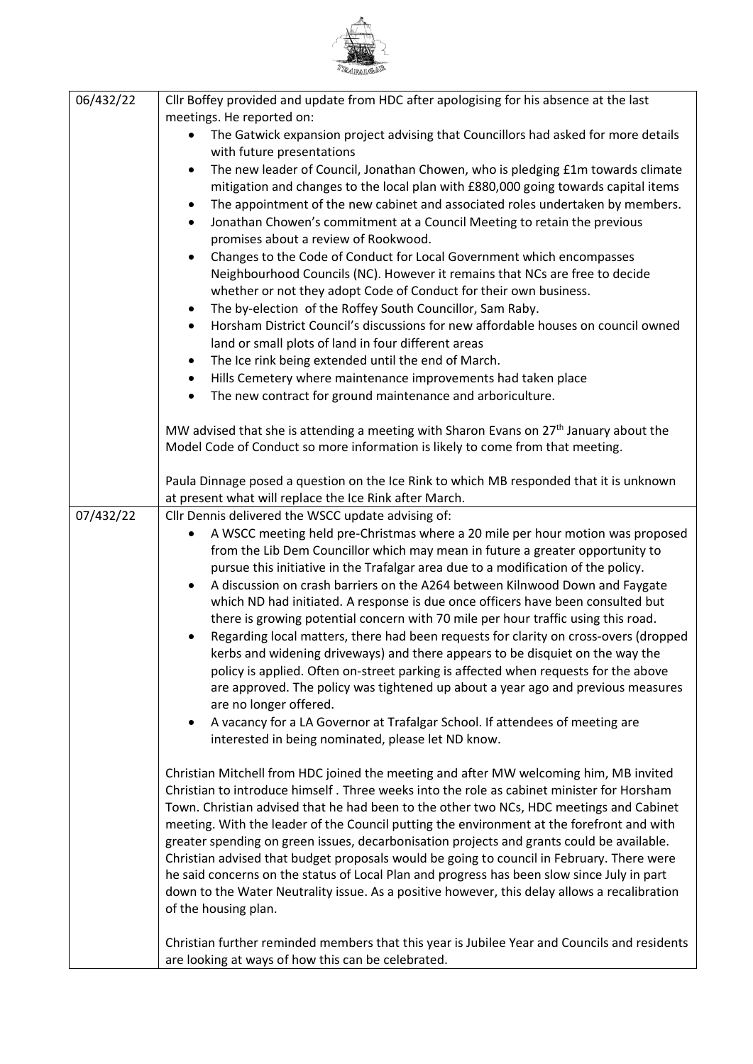| | |
|---|---|
| 06/432/22 | Cllr Boffey provided and update from HDC after apologising for his absence at the last meetings. He reported on:<br>• The Gatwick expansion project advising that Councillors had asked for more details with future presentations<br>• The new leader of Council, Jonathan Chowen, who is pledging £1m towards climate mitigation and changes to the local plan with £880,000 going towards capital items<br>• The appointment of the new cabinet and associated roles undertaken by members.<br>• Jonathan Chowen's commitment at a Council Meeting to retain the previous promises about a review of Rookwood.<br>• Changes to the Code of Conduct for Local Government which encompasses Neighbourhood Councils (NC). However it remains that NCs are free to decide whether or not they adopt Code of Conduct for their own business.<br>• The by-election of the Roffey South Councillor, Sam Raby.<br>• Horsham District Council's discussions for new affordable houses on council owned land or small plots of land in four different areas<br>• The Ice rink being extended until the end of March.<br>• Hills Cemetery where maintenance improvements had taken place<br>• The new contract for ground maintenance and arboriculture.<br><br>MW advised that she is attending a meeting with Sharon Evans on 27th January about the Model Code of Conduct so more information is likely to come from that meeting.<br><br>Paula Dinnage posed a question on the Ice Rink to which MB responded that it is unknown at present what will replace the Ice Rink after March. |
| 07/432/22 | Cllr Dennis delivered the WSCC update advising of:<br>• A WSCC meeting held pre-Christmas where a 20 mile per hour motion was proposed from the Lib Dem Councillor which may mean in future a greater opportunity to pursue this initiative in the Trafalgar area due to a modification of the policy.<br>• A discussion on crash barriers on the A264 between Kilnwood Down and Faygate which ND had initiated. A response is due once officers have been consulted but there is growing potential concern with 70 mile per hour traffic using this road.<br>• Regarding local matters, there had been requests for clarity on cross-overs (dropped kerbs and widening driveways) and there appears to be disquiet on the way the policy is applied. Often on-street parking is affected when requests for the above are approved. The policy was tightened up about a year ago and previous measures are no longer offered.<br>• A vacancy for a LA Governor at Trafalgar School. If attendees of meeting are interested in being nominated, please let ND know.<br><br>Christian Mitchell from HDC joined the meeting and after MW welcoming him, MB invited Christian to introduce himself . Three weeks into the role as cabinet minister for Horsham Town. Christian advised that he had been to the other two NCs, HDC meetings and Cabinet meeting. With the leader of the Council putting the environment at the forefront and with greater spending on green issues, decarbonisation projects and grants could be available. Christian advised that budget proposals would be going to council in February. There were he said concerns on the status of Local Plan and progress has been slow since July in part down to the Water Neutrality issue. As a positive however, this delay allows a recalibration of the housing plan.<br><br>Christian further reminded members that this year is Jubilee Year and Councils and residents are looking at ways of how this can be celebrated. |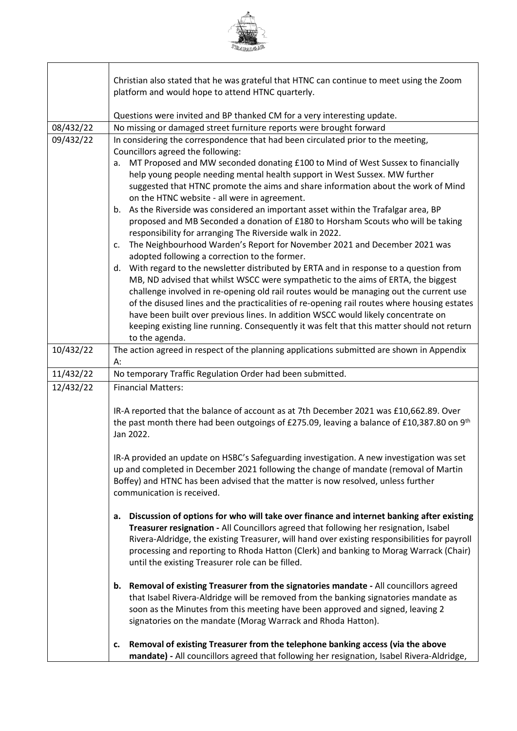| | |
|---|---|
| | Christian also stated that he was grateful that HTNC can continue to meet using the Zoom platform and would hope to attend HTNC quarterly.<br><br>Questions were invited and BP thanked CM for a very interesting update. |
| 08/432/22 | No missing or damaged street furniture reports were brought forward |
| 09/432/22 | In considering the correspondence that had been circulated prior to the meeting, Councillors agreed the following:<br>a. MT Proposed and MW seconded donating £100 to Mind of West Sussex to financially help young people needing mental health support in West Sussex. MW further suggested that HTNC promote the aims and share information about the work of Mind on the HTNC website - all were in agreement.<br>b. As the Riverside was considered an important asset within the Trafalgar area, BP proposed and MB Seconded a donation of £180 to Horsham Scouts who will be taking responsibility for arranging The Riverside walk in 2022.<br>c. The Neighbourhood Warden's Report for November 2021 and December 2021 was adopted following a correction to the former.<br>d. With regard to the newsletter distributed by ERTA and in response to a question from MB, ND advised that whilst WSCC were sympathetic to the aims of ERTA, the biggest challenge involved in re-opening old rail routes would be managing out the current use of the disused lines and the practicalities of re-opening rail routes where housing estates have been built over previous lines. In addition WSCC would likely concentrate on keeping existing line running. Consequently it was felt that this matter should not return to the agenda. |
| 10/432/22 | The action agreed in respect of the planning applications submitted are shown in Appendix A: |
| 11/432/22 | No temporary Traffic Regulation Order had been submitted. |
| 12/432/22 | Financial Matters:<br><br>IR-A reported that the balance of account as at 7th December 2021 was £10,662.89. Over the past month there had been outgoings of £275.09, leaving a balance of £10,387.80 on 9th Jan 2022.<br><br>IR-A provided an update on HSBC's Safeguarding investigation. A new investigation was set up and completed in December 2021 following the change of mandate (removal of Martin Boffey) and HTNC has been advised that the matter is now resolved, unless further communication is received.<br><br>a. **Discussion of options for who will take over finance and internet banking after existing Treasurer resignation -** All Councillors agreed that following her resignation, Isabel Rivera-Aldridge, the existing Treasurer, will hand over existing responsibilities for payroll processing and reporting to Rhoda Hatton (Clerk) and banking to Morag Warrack (Chair) until the existing Treasurer role can be filled.<br><br>b. **Removal of existing Treasurer from the signatories mandate -** All councillors agreed that Isabel Rivera-Aldridge will be removed from the banking signatories mandate as soon as the Minutes from this meeting have been approved and signed, leaving 2 signatories on the mandate (Morag Warrack and Rhoda Hatton).<br><br>c. **Removal of existing Treasurer from the telephone banking access (via the above mandate) -** All councillors agreed that following her resignation, Isabel Rivera-Aldridge, |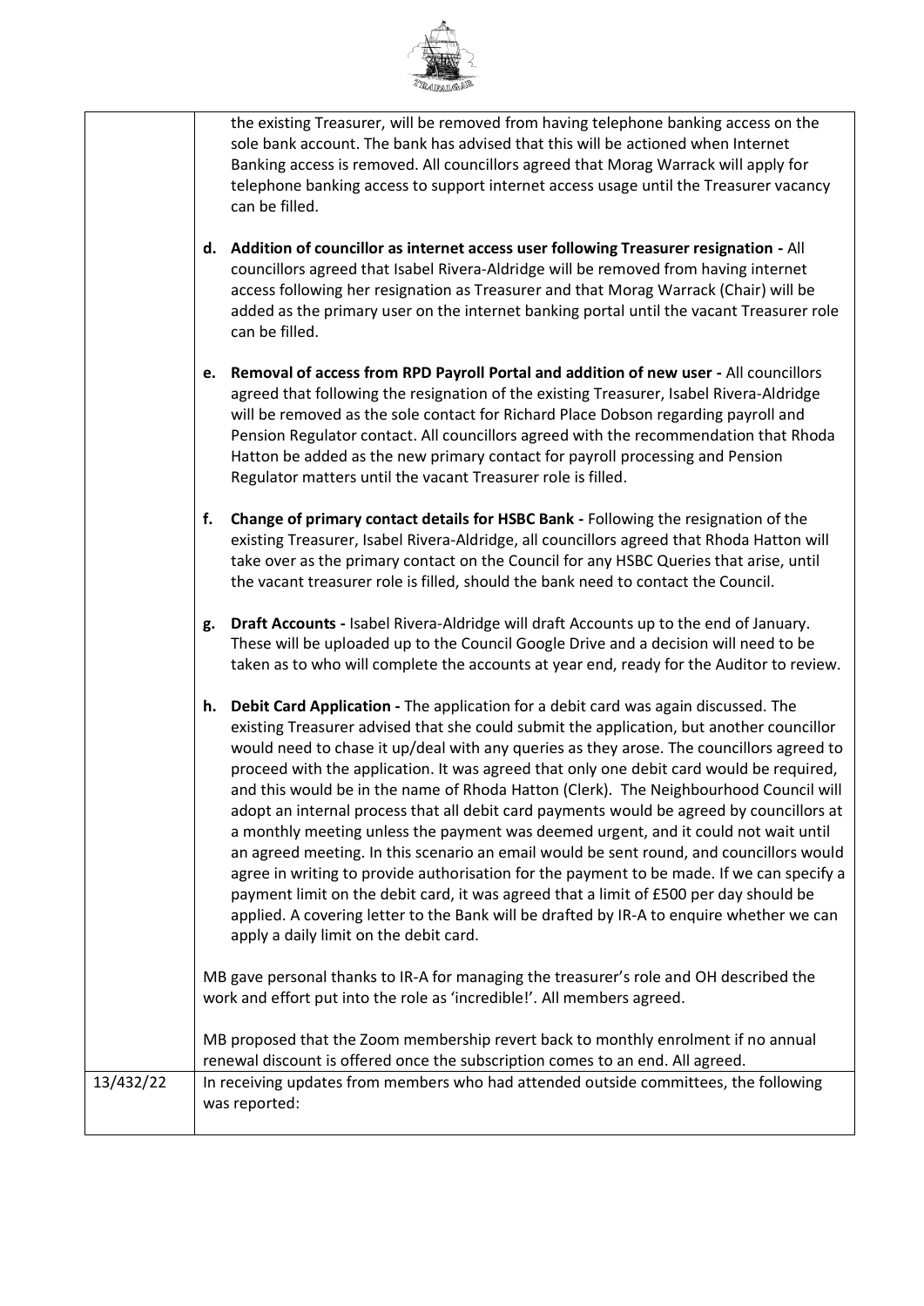| | |
|---|---|
| | the existing Treasurer, will be removed from having telephone banking access on the sole bank account. The bank has advised that this will be actioned when Internet Banking access is removed. All councillors agreed that Morag Warrack will apply for telephone banking access to support internet access usage until the Treasurer vacancy can be filled.<br><br>**d. Addition of councillor as internet access user following Treasurer resignation -** All councillors agreed that Isabel Rivera-Aldridge will be removed from having internet access following her resignation as Treasurer and that Morag Warrack (Chair) will be added as the primary user on the internet banking portal until the vacant Treasurer role can be filled.<br><br>**e. Removal of access from RPD Payroll Portal and addition of new user -** All councillors agreed that following the resignation of the existing Treasurer, Isabel Rivera-Aldridge will be removed as the sole contact for Richard Place Dobson regarding payroll and Pension Regulator contact. All councillors agreed with the recommendation that Rhoda Hatton be added as the new primary contact for payroll processing and Pension Regulator matters until the vacant Treasurer role is filled.<br><br>**f. Change of primary contact details for HSBC Bank -** Following the resignation of the existing Treasurer, Isabel Rivera-Aldridge, all councillors agreed that Rhoda Hatton will take over as the primary contact on the Council for any HSBC Queries that arise, until the vacant treasurer role is filled, should the bank need to contact the Council.<br><br>**g. Draft Accounts -** Isabel Rivera-Aldridge will draft Accounts up to the end of January. These will be uploaded up to the Council Google Drive and a decision will need to be taken as to who will complete the accounts at year end, ready for the Auditor to review.<br><br>**h. Debit Card Application -** The application for a debit card was again discussed. The existing Treasurer advised that she could submit the application, but another councillor would need to chase it up/deal with any queries as they arose. The councillors agreed to proceed with the application. It was agreed that only one debit card would be required, and this would be in the name of Rhoda Hatton (Clerk). The Neighbourhood Council will adopt an internal process that all debit card payments would be agreed by councillors at a monthly meeting unless the payment was deemed urgent, and it could not wait until an agreed meeting. In this scenario an email would be sent round, and councillors would agree in writing to provide authorisation for the payment to be made. If we can specify a payment limit on the debit card, it was agreed that a limit of £500 per day should be applied. A covering letter to the Bank will be drafted by IR-A to enquire whether we can apply a daily limit on the debit card.<br><br>MB gave personal thanks to IR-A for managing the treasurer's role and OH described the work and effort put into the role as 'incredible!'. All members agreed.<br><br>MB proposed that the Zoom membership revert back to monthly enrolment if no annual renewal discount is offered once the subscription comes to an end. All agreed. |
| 13/432/22 | In receiving updates from members who had attended outside committees, the following was reported: |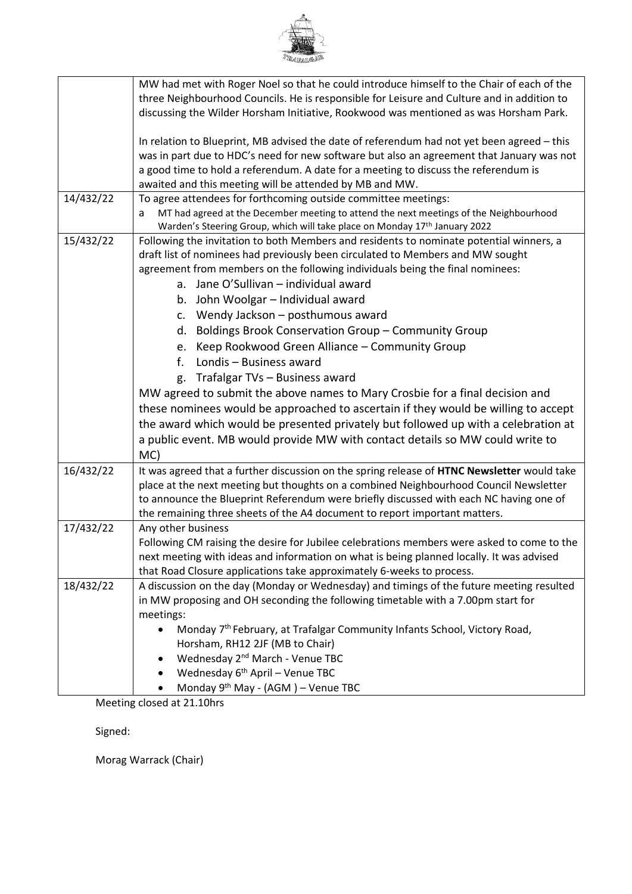| | |
|---|---|
| | MW had met with Roger Noel so that he could introduce himself to the Chair of each of the three Neighbourhood Councils. He is responsible for Leisure and Culture and in addition to discussing the Wilder Horsham Initiative, Rookwood was mentioned as was Horsham Park.<br><br>In relation to Blueprint, MB advised the date of referendum had not yet been agreed – this was in part due to HDC's need for new software but also an agreement that January was not a good time to hold a referendum. A date for a meeting to discuss the referendum is awaited and this meeting will be attended by MB and MW. |
| 14/432/22 | To agree attendees for forthcoming outside committee meetings:<br>a MT had agreed at the December meeting to attend the next meetings of the Neighbourhood Warden's Steering Group, which will take place on Monday 17th January 2022 |
| 15/432/22 | Following the invitation to both Members and residents to nominate potential winners, a draft list of nominees had previously been circulated to Members and MW sought agreement from members on the following individuals being the final nominees:<br>a. Jane O'Sullivan – individual award<br>b. John Woolgar – Individual award<br>c. Wendy Jackson – posthumous award<br>d. Boldings Brook Conservation Group – Community Group<br>e. Keep Rookwood Green Alliance – Community Group<br>f. Londis – Business award<br>g. Trafalgar TVs – Business award<br>MW agreed to submit the above names to Mary Crosbie for a final decision and these nominees would be approached to ascertain if they would be willing to accept the award which would be presented privately but followed up with a celebration at a public event. MB would provide MW with contact details so MW could write to MC) |
| 16/432/22 | It was agreed that a further discussion on the spring release of **HTNC Newsletter** would take place at the next meeting but thoughts on a combined Neighbourhood Council Newsletter to announce the Blueprint Referendum were briefly discussed with each NC having one of the remaining three sheets of the A4 document to report important matters. |
| 17/432/22 | Any other business<br>Following CM raising the desire for Jubilee celebrations members were asked to come to the next meeting with ideas and information on what is being planned locally. It was advised that Road Closure applications take approximately 6-weeks to process. |
| 18/432/22 | A discussion on the day (Monday or Wednesday) and timings of the future meeting resulted in MW proposing and OH seconding the following timetable with a 7.00pm start for meetings:<br>• Monday 7th February, at Trafalgar Community Infants School, Victory Road, Horsham, RH12 2JF (MB to Chair)<br>• Wednesday 2nd March - Venue TBC<br>• Wednesday 6th April – Venue TBC<br>• Monday 9th May - (AGM ) – Venue TBC |

Meeting closed at 21.10hrs

Signed:

Morag Warrack (Chair)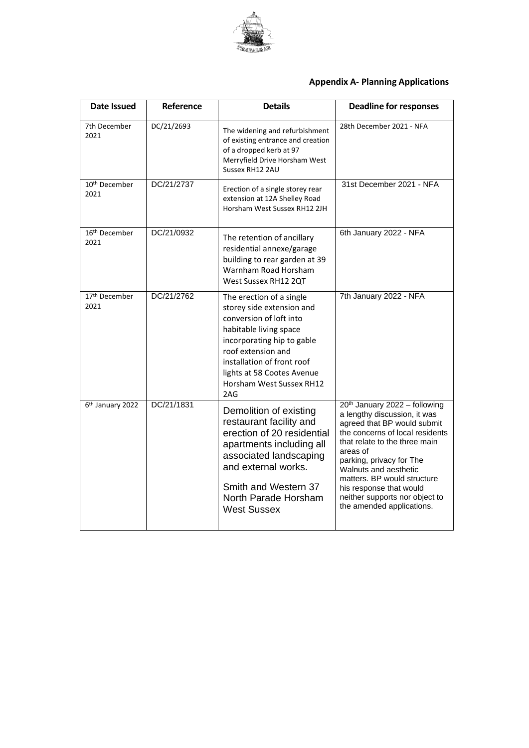## Appendix A- Planning Applications

| Date Issued | Reference | Details | Deadline for responses |
|---|---|---|---|
| 7th December 2021 | DC/21/2693 | The widening and refurbishment of existing entrance and creation of a dropped kerb at 97 Merryfield Drive Horsham West Sussex RH12 2AU | 28th December 2021 - NFA |
| 10th December 2021 | DC/21/2737 | Erection of a single storey rear extension at 12A Shelley Road Horsham West Sussex RH12 2JH | 31st December 2021 - NFA |
| 16th December 2021 | DC/21/0932 | The retention of ancillary residential annexe/garage building to rear garden at 39 Warnham Road Horsham West Sussex RH12 2QT | 6th January 2022 - NFA |
| 17th December 2021 | DC/21/2762 | The erection of a single storey side extension and conversion of loft into habitable living space incorporating hip to gable roof extension and installation of front roof lights at 58 Cootes Avenue Horsham West Sussex RH12 2AG | 7th January 2022 - NFA |
| 6th January 2022 | DC/21/1831 | Demolition of existing restaurant facility and erection of 20 residential apartments including all associated landscaping and external works. Smith and Western 37 North Parade Horsham West Sussex | 20th January 2022 – following a lengthy discussion, it was agreed that BP would submit the concerns of local residents that relate to the three main areas of parking, privacy for The Walnuts and aesthetic matters. BP would structure his response that would neither supports nor object to the amended applications. |